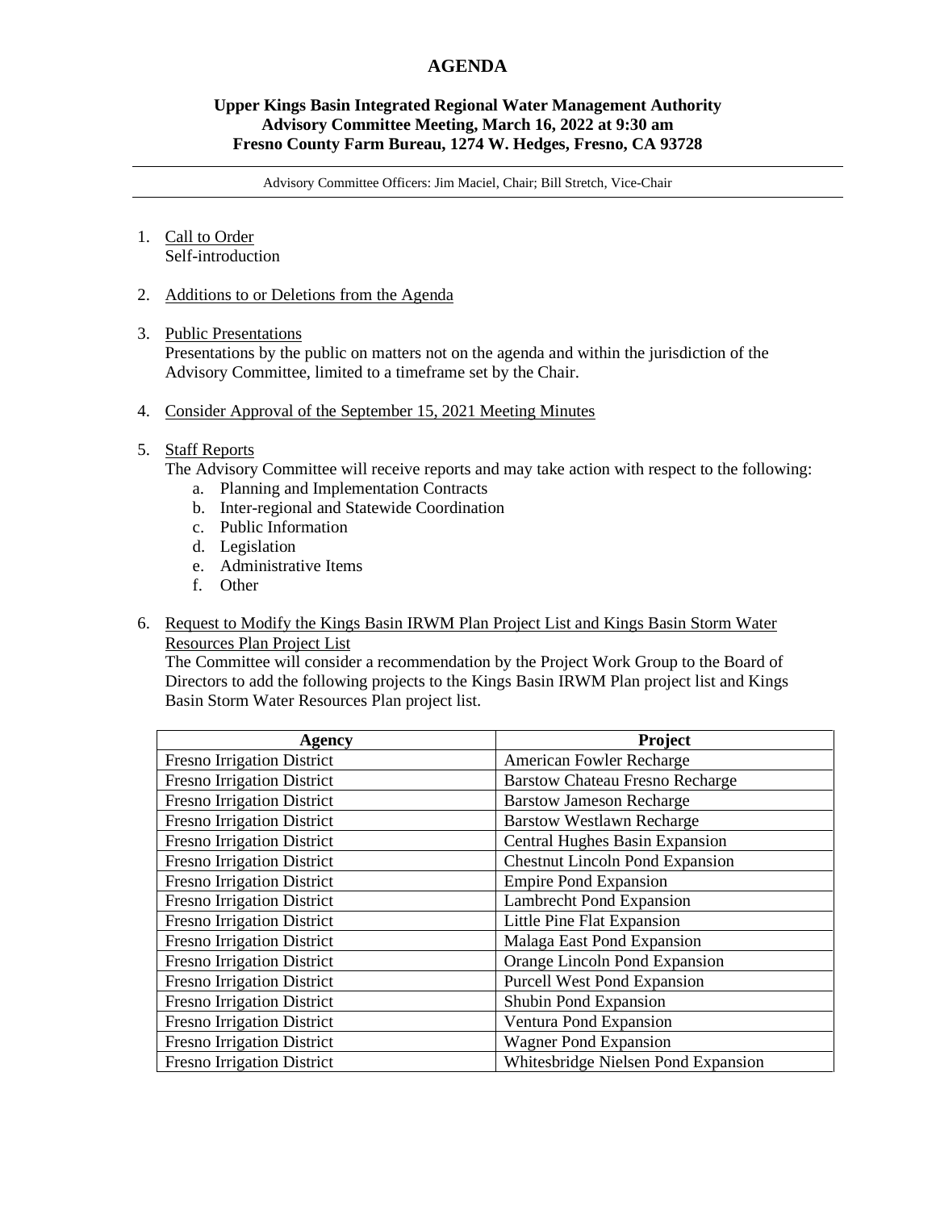# AGENDA

**Upper Kings Basin Integrated Regional Water Management Authority**
**Advisory Committee Meeting, March 16, 2022 at 9:30 am**
**Fresno County Farm Bureau, 1274 W. Hedges, Fresno, CA 93728**

---

Advisory Committee Officers: Jim Maciel, Chair; Bill Stretch, Vice-Chair

---

1. Call to Order
   Self-introduction

2. Additions to or Deletions from the Agenda

3. Public Presentations
   Presentations by the public on matters not on the agenda and within the jurisdiction of the Advisory Committee, limited to a timeframe set by the Chair.

4. Consider Approval of the September 15, 2021 Meeting Minutes

5. Staff Reports
   The Advisory Committee will receive reports and may take action with respect to the following:
   a. Planning and Implementation Contracts
   b. Inter-regional and Statewide Coordination
   c. Public Information
   d. Legislation
   e. Administrative Items
   f. Other

6. Request to Modify the Kings Basin IRWM Plan Project List and Kings Basin Storm Water Resources Plan Project List
   The Committee will consider a recommendation by the Project Work Group to the Board of Directors to add the following projects to the Kings Basin IRWM Plan project list and Kings Basin Storm Water Resources Plan project list.

| Agency | Project |
|---|---|
| Fresno Irrigation District | American Fowler Recharge |
| Fresno Irrigation District | Barstow Chateau Fresno Recharge |
| Fresno Irrigation District | Barstow Jameson Recharge |
| Fresno Irrigation District | Barstow Westlawn Recharge |
| Fresno Irrigation District | Central Hughes Basin Expansion |
| Fresno Irrigation District | Chestnut Lincoln Pond Expansion |
| Fresno Irrigation District | Empire Pond Expansion |
| Fresno Irrigation District | Lambrecht Pond Expansion |
| Fresno Irrigation District | Little Pine Flat Expansion |
| Fresno Irrigation District | Malaga East Pond Expansion |
| Fresno Irrigation District | Orange Lincoln Pond Expansion |
| Fresno Irrigation District | Purcell West Pond Expansion |
| Fresno Irrigation District | Shubin Pond Expansion |
| Fresno Irrigation District | Ventura Pond Expansion |
| Fresno Irrigation District | Wagner Pond Expansion |
| Fresno Irrigation District | Whitesbridge Nielsen Pond Expansion |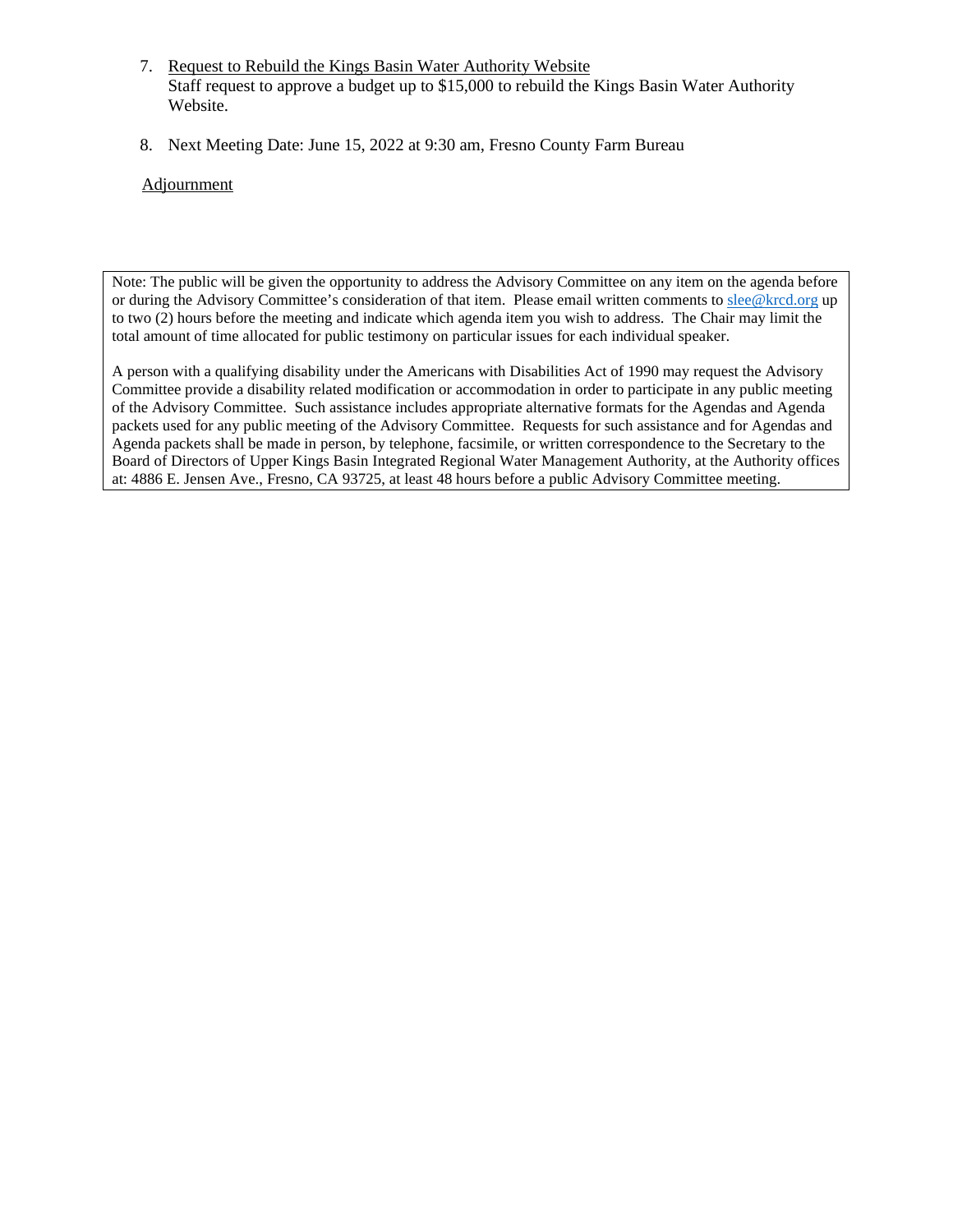7. Request to Rebuild the Kings Basin Water Authority Website
   Staff request to approve a budget up to $15,000 to rebuild the Kings Basin Water Authority Website.

8. Next Meeting Date: June 15, 2022 at 9:30 am, Fresno County Farm Bureau

Adjournment

Note: The public will be given the opportunity to address the Advisory Committee on any item on the agenda before or during the Advisory Committee's consideration of that item. Please email written comments to slee@krcd.org up to two (2) hours before the meeting and indicate which agenda item you wish to address. The Chair may limit the total amount of time allocated for public testimony on particular issues for each individual speaker.

A person with a qualifying disability under the Americans with Disabilities Act of 1990 may request the Advisory Committee provide a disability related modification or accommodation in order to participate in any public meeting of the Advisory Committee. Such assistance includes appropriate alternative formats for the Agendas and Agenda packets used for any public meeting of the Advisory Committee. Requests for such assistance and for Agendas and Agenda packets shall be made in person, by telephone, facsimile, or written correspondence to the Secretary to the Board of Directors of Upper Kings Basin Integrated Regional Water Management Authority, at the Authority offices at: 4886 E. Jensen Ave., Fresno, CA 93725, at least 48 hours before a public Advisory Committee meeting.